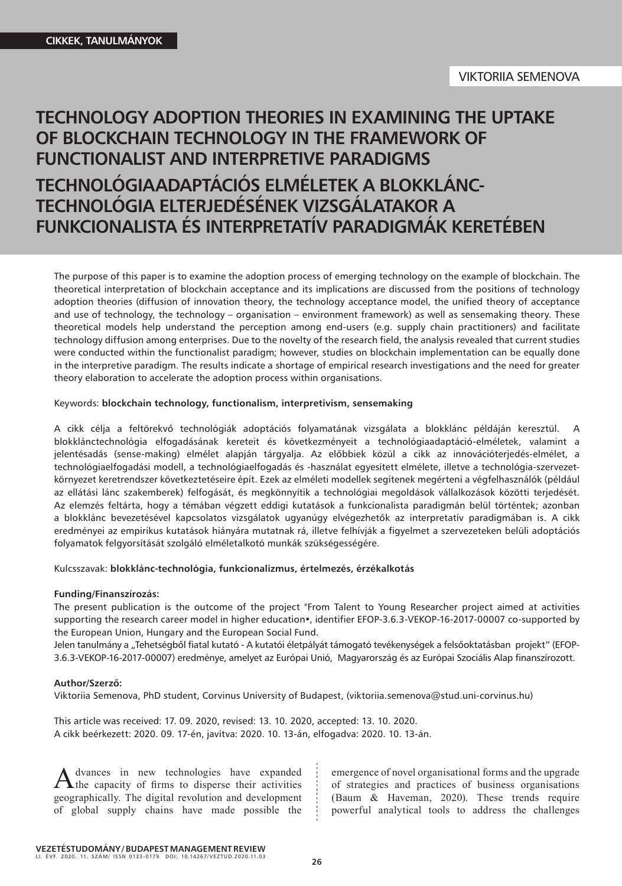CIKKEK, TANULMÁNYOK

VIKTORIIA SEMENOVA

# TECHNOLOGY ADOPTION THEORIES IN EXAMINING THE UPTAKE OF BLOCKCHAIN TECHNOLOGY IN THE FRAMEWORK OF FUNCTIONALIST AND INTERPRETIVE PARADIGMS

# TECHNOLÓGIAADAPTÁCIÓS ELMÉLETEK A BLOKKLÁNC-TECHNOLÓGIA ELTERJEDÉSÉNEK VIZSGÁLATAKOR A FUNKCIONALISTA ÉS INTERPRETATÍV PARADIGMÁK KERETÉBEN

The purpose of this paper is to examine the adoption process of emerging technology on the example of blockchain. The theoretical interpretation of blockchain acceptance and its implications are discussed from the positions of technology adoption theories (diffusion of innovation theory, the technology acceptance model, the unified theory of acceptance and use of technology, the technology – organisation – environment framework) as well as sensemaking theory. These theoretical models help understand the perception among end-users (e.g. supply chain practitioners) and facilitate technology diffusion among enterprises. Due to the novelty of the research field, the analysis revealed that current studies were conducted within the functionalist paradigm; however, studies on blockchain implementation can be equally done in the interpretive paradigm. The results indicate a shortage of empirical research investigations and the need for greater theory elaboration to accelerate the adoption process within organisations.

Keywords: **blockchain technology, functionalism, interpretivism, sensemaking**

A cikk célja a feltörekvő technológiák adoptációs folyamatának vizsgálata a blokklánc példáján keresztül. A blokklánctechnológia elfogadásának kereteit és következményeit a technológiaadaptáció-elméletek, valamint a jelentésadás (sense-making) elmélet alapján tárgyalja. Az előbbiek közül a cikk az innovációterjedés-elmélet, a technológiaelfogadási modell, a technológiaelfogadás és -használat egyesített elmélete, illetve a technológia-szervezet-környezet keretrendszer következtetéseire épít. Ezek az elméleti modellek segítenek megérteni a végfelhasználók (például az ellátási lánc szakemberek) felfogását, és megkönnyítik a technológiai megoldások vállalkozások közötti terjedését. Az elemzés feltárta, hogy a témában végzett eddigi kutatások a funkcionalista paradigmán belül történtek; azonban a blokklánc bevezetésével kapcsolatos vizsgálatok ugyanúgy elvégezhetők az interpretatív paradigmában is. A cikk eredményei az empirikus kutatások hiányára mutatnak rá, illetve felhívják a figyelmet a szervezeteken belüli adoptációs folyamatok felgyorsítását szolgáló elméletalkotó munkák szükségességére.

Kulcsszavak: **blokklánc-technológia, funkcionalizmus, értelmezés, érzékalkotás**

**Funding/Finanszírozás:**

The present publication is the outcome of the project "From Talent to Young Researcher project aimed at activities supporting the research career model in higher education•, identifier EFOP-3.6.3-VEKOP-16-2017-00007 co-supported by the European Union, Hungary and the European Social Fund.

Jelen tanulmány a „Tehetségből fiatal kutató - A kutatói életpályát támogató tevékenységek a felsőoktatásban projekt" (EFOP-3.6.3-VEKOP-16-2017-00007) eredménye, amelyet az Európai Unió, Magyarország és az Európai Szociális Alap finanszírozott.

**Author/Szerző:**

Viktoriia Semenova, PhD student, Corvinus University of Budapest, (viktoriia.semenova@stud.uni-corvinus.hu)

This article was received: 17. 09. 2020, revised: 13. 10. 2020, accepted: 13. 10. 2020.
A cikk beérkezett: 2020. 09. 17-én, javítva: 2020. 10. 13-án, elfogadva: 2020. 10. 13-án.

Advances in new technologies have expanded the capacity of firms to disperse their activities geographically. The digital revolution and development of global supply chains have made possible the emergence of novel organisational forms and the upgrade of strategies and practices of business organisations (Baum & Haveman, 2020). These trends require powerful analytical tools to address the challenges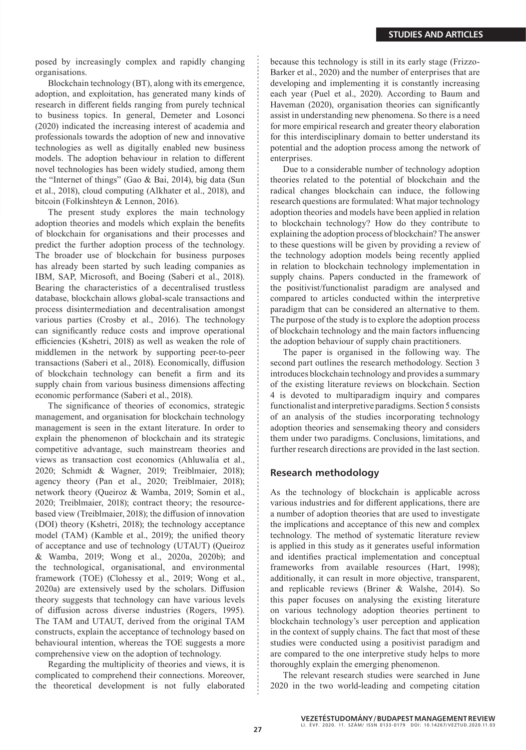posed by increasingly complex and rapidly changing organisations.

Blockchain technology (BT), along with its emergence, adoption, and exploitation, has generated many kinds of research in different fields ranging from purely technical to business topics. In general, Demeter and Losonci (2020) indicated the increasing interest of academia and professionals towards the adoption of new and innovative technologies as well as digitally enabled new business models. The adoption behaviour in relation to different novel technologies has been widely studied, among them the "Internet of things" (Gao & Bai, 2014), big data (Sun et al., 2018), cloud computing (Alkhater et al., 2018), and bitcoin (Folkinshteyn & Lennon, 2016).

The present study explores the main technology adoption theories and models which explain the benefits of blockchain for organisations and their processes and predict the further adoption process of the technology. The broader use of blockchain for business purposes has already been started by such leading companies as IBM, SAP, Microsoft, and Boeing (Saberi et al., 2018). Bearing the characteristics of a decentralised trustless database, blockchain allows global-scale transactions and process disintermediation and decentralisation amongst various parties (Crosby et al., 2016). The technology can significantly reduce costs and improve operational efficiencies (Kshetri, 2018) as well as weaken the role of middlemen in the network by supporting peer-to-peer transactions (Saberi et al., 2018). Economically, diffusion of blockchain technology can benefit a firm and its supply chain from various business dimensions affecting economic performance (Saberi et al., 2018).

The significance of theories of economics, strategic management, and organisation for blockchain technology management is seen in the extant literature. In order to explain the phenomenon of blockchain and its strategic competitive advantage, such mainstream theories and views as transaction cost economics (Ahluwalia et al., 2020; Schmidt & Wagner, 2019; Treiblmaier, 2018); agency theory (Pan et al., 2020; Treiblmaier, 2018); network theory (Queiroz & Wamba, 2019; Somin et al., 2020; Treiblmaier, 2018); contract theory; the resource-based view (Treiblmaier, 2018); the diffusion of innovation (DOI) theory (Kshetri, 2018); the technology acceptance model (TAM) (Kamble et al., 2019); the unified theory of acceptance and use of technology (UTAUT) (Queiroz & Wamba, 2019; Wong et al., 2020a, 2020b); and the technological, organisational, and environmental framework (TOE) (Clohessy et al., 2019; Wong et al., 2020a) are extensively used by the scholars. Diffusion theory suggests that technology can have various levels of diffusion across diverse industries (Rogers, 1995). The TAM and UTAUT, derived from the original TAM constructs, explain the acceptance of technology based on behavioural intention, whereas the TOE suggests a more comprehensive view on the adoption of technology.

Regarding the multiplicity of theories and views, it is complicated to comprehend their connections. Moreover, the theoretical development is not fully elaborated because this technology is still in its early stage (Frizzo-Barker et al., 2020) and the number of enterprises that are developing and implementing it is constantly increasing each year (Puel et al., 2020). According to Baum and Haveman (2020), organisation theories can significantly assist in understanding new phenomena. So there is a need for more empirical research and greater theory elaboration for this interdisciplinary domain to better understand its potential and the adoption process among the network of enterprises.

Due to a considerable number of technology adoption theories related to the potential of blockchain and the radical changes blockchain can induce, the following research questions are formulated: What major technology adoption theories and models have been applied in relation to blockchain technology? How do they contribute to explaining the adoption process of blockchain? The answer to these questions will be given by providing a review of the technology adoption models being recently applied in relation to blockchain technology implementation in supply chains. Papers conducted in the framework of the positivist/functionalist paradigm are analysed and compared to articles conducted within the interpretive paradigm that can be considered an alternative to them. The purpose of the study is to explore the adoption process of blockchain technology and the main factors influencing the adoption behaviour of supply chain practitioners.

The paper is organised in the following way. The second part outlines the research methodology. Section 3 introduces blockchain technology and provides a summary of the existing literature reviews on blockchain. Section 4 is devoted to multiparadigm inquiry and compares functionalist and interpretive paradigms. Section 5 consists of an analysis of the studies incorporating technology adoption theories and sensemaking theory and considers them under two paradigms. Conclusions, limitations, and further research directions are provided in the last section.

## Research methodology

As the technology of blockchain is applicable across various industries and for different applications, there are a number of adoption theories that are used to investigate the implications and acceptance of this new and complex technology. The method of systematic literature review is applied in this study as it generates useful information and identifies practical implementation and conceptual frameworks from available resources (Hart, 1998); additionally, it can result in more objective, transparent, and replicable reviews (Briner & Walshe, 2014). So this paper focuses on analysing the existing literature on various technology adoption theories pertinent to blockchain technology's user perception and application in the context of supply chains. The fact that most of these studies were conducted using a positivist paradigm and are compared to the one interpretive study helps to more thoroughly explain the emerging phenomenon.

The relevant research studies were searched in June 2020 in the two world-leading and competing citation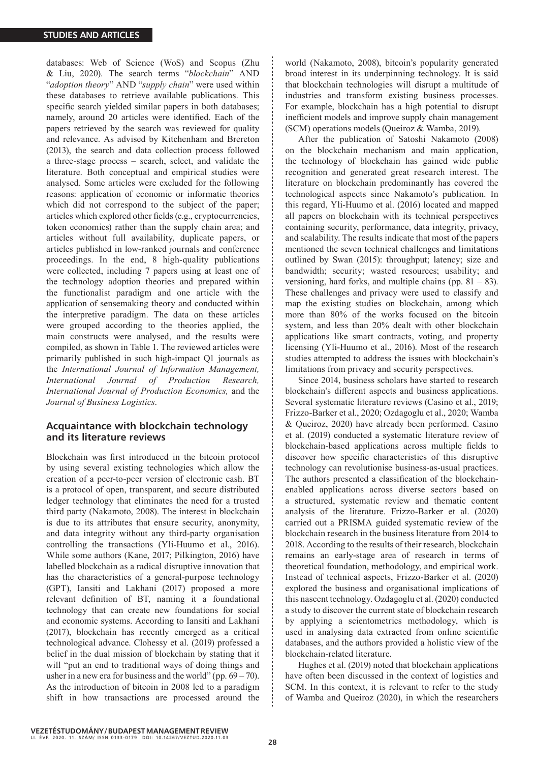databases: Web of Science (WoS) and Scopus (Zhu & Liu, 2020). The search terms "*blockchain*" AND "*adoption theory*" AND "*supply chain*" were used within these databases to retrieve available publications. This specific search yielded similar papers in both databases; namely, around 20 articles were identified. Each of the papers retrieved by the search was reviewed for quality and relevance. As advised by Kitchenham and Brereton (2013), the search and data collection process followed a three-stage process – search, select, and validate the literature. Both conceptual and empirical studies were analysed. Some articles were excluded for the following reasons: application of economic or informatic theories which did not correspond to the subject of the paper; articles which explored other fields (e.g., cryptocurrencies, token economics) rather than the supply chain area; and articles without full availability, duplicate papers, or articles published in low-ranked journals and conference proceedings. In the end, 8 high-quality publications were collected, including 7 papers using at least one of the technology adoption theories and prepared within the functionalist paradigm and one article with the application of sensemaking theory and conducted within the interpretive paradigm. The data on these articles were grouped according to the theories applied, the main constructs were analysed, and the results were compiled, as shown in Table 1. The reviewed articles were primarily published in such high-impact Q1 journals as the *International Journal of Information Management, International Journal of Production Research, International Journal of Production Economics,* and the *Journal of Business Logistics*.

## Acquaintance with blockchain technology and its literature reviews

Blockchain was first introduced in the bitcoin protocol by using several existing technologies which allow the creation of a peer-to-peer version of electronic cash. BT is a protocol of open, transparent, and secure distributed ledger technology that eliminates the need for a trusted third party (Nakamoto, 2008). The interest in blockchain is due to its attributes that ensure security, anonymity, and data integrity without any third-party organisation controlling the transactions (Yli-Huumo et al., 2016). While some authors (Kane, 2017; Pilkington, 2016) have labelled blockchain as a radical disruptive innovation that has the characteristics of a general-purpose technology (GPT), Iansiti and Lakhani (2017) proposed a more relevant definition of BT, naming it a foundational technology that can create new foundations for social and economic systems. According to Iansiti and Lakhani (2017), blockchain has recently emerged as a critical technological advance. Clohessy et al. (2019) professed a belief in the dual mission of blockchain by stating that it will "put an end to traditional ways of doing things and usher in a new era for business and the world" (pp. 69 – 70). As the introduction of bitcoin in 2008 led to a paradigm shift in how transactions are processed around the world (Nakamoto, 2008), bitcoin's popularity generated broad interest in its underpinning technology. It is said that blockchain technologies will disrupt a multitude of industries and transform existing business processes. For example, blockchain has a high potential to disrupt inefficient models and improve supply chain management (SCM) operations models (Queiroz & Wamba, 2019).

After the publication of Satoshi Nakamoto (2008) on the blockchain mechanism and main application, the technology of blockchain has gained wide public recognition and generated great research interest. The literature on blockchain predominantly has covered the technological aspects since Nakamoto's publication. In this regard, Yli-Huumo et al. (2016) located and mapped all papers on blockchain with its technical perspectives containing security, performance, data integrity, privacy, and scalability. The results indicate that most of the papers mentioned the seven technical challenges and limitations outlined by Swan (2015): throughput; latency; size and bandwidth; security; wasted resources; usability; and versioning, hard forks, and multiple chains (pp. 81 – 83). These challenges and privacy were used to classify and map the existing studies on blockchain, among which more than 80% of the works focused on the bitcoin system, and less than 20% dealt with other blockchain applications like smart contracts, voting, and property licensing (Yli-Huumo et al., 2016). Most of the research studies attempted to address the issues with blockchain's limitations from privacy and security perspectives.

Since 2014, business scholars have started to research blockchain's different aspects and business applications. Several systematic literature reviews (Casino et al., 2019; Frizzo-Barker et al., 2020; Ozdagoglu et al., 2020; Wamba & Queiroz, 2020) have already been performed. Casino et al. (2019) conducted a systematic literature review of blockchain-based applications across multiple fields to discover how specific characteristics of this disruptive technology can revolutionise business-as-usual practices. The authors presented a classification of the blockchain-enabled applications across diverse sectors based on a structured, systematic review and thematic content analysis of the literature. Frizzo-Barker et al. (2020) carried out a PRISMA guided systematic review of the blockchain research in the business literature from 2014 to 2018. According to the results of their research, blockchain remains an early-stage area of research in terms of theoretical foundation, methodology, and empirical work. Instead of technical aspects, Frizzo-Barker et al. (2020) explored the business and organisational implications of this nascent technology. Ozdagoglu et al. (2020) conducted a study to discover the current state of blockchain research by applying a scientometrics methodology, which is used in analysing data extracted from online scientific databases, and the authors provided a holistic view of the blockchain-related literature.

Hughes et al. (2019) noted that blockchain applications have often been discussed in the context of logistics and SCM. In this context, it is relevant to refer to the study of Wamba and Queiroz (2020), in which the researchers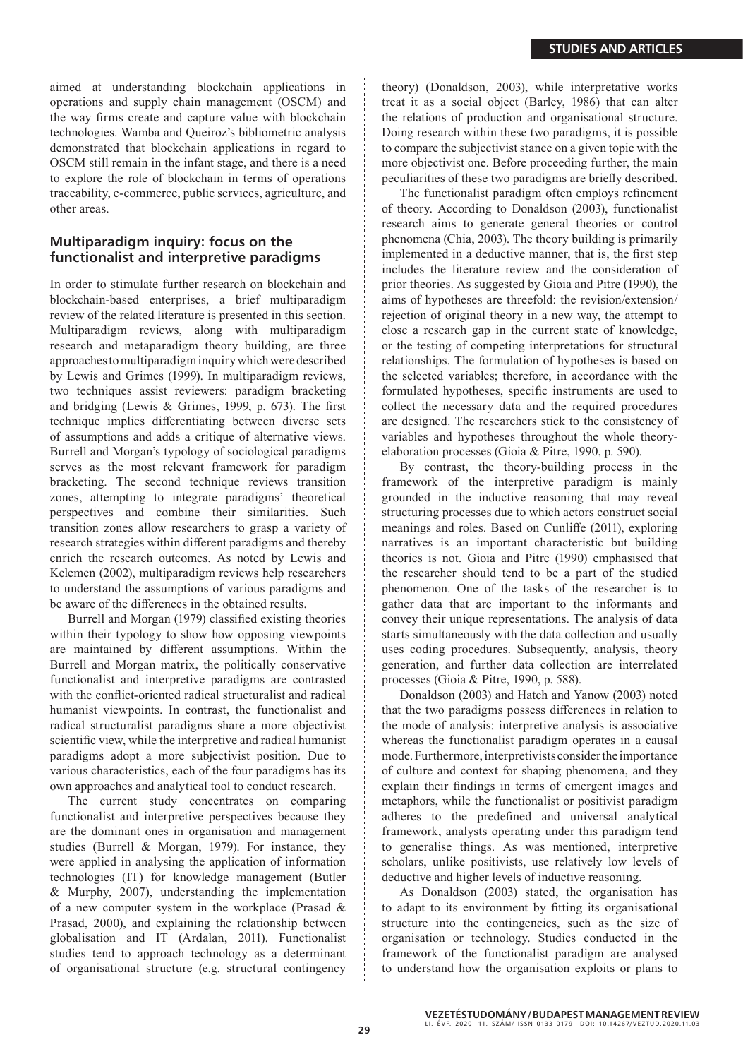aimed at understanding blockchain applications in operations and supply chain management (OSCM) and the way firms create and capture value with blockchain technologies. Wamba and Queiroz's bibliometric analysis demonstrated that blockchain applications in regard to OSCM still remain in the infant stage, and there is a need to explore the role of blockchain in terms of operations traceability, e-commerce, public services, agriculture, and other areas.

## Multiparadigm inquiry: focus on the functionalist and interpretive paradigms

In order to stimulate further research on blockchain and blockchain-based enterprises, a brief multiparadigm review of the related literature is presented in this section. Multiparadigm reviews, along with multiparadigm research and metaparadigm theory building, are three approaches to multiparadigm inquiry which were described by Lewis and Grimes (1999). In multiparadigm reviews, two techniques assist reviewers: paradigm bracketing and bridging (Lewis & Grimes, 1999, p. 673). The first technique implies differentiating between diverse sets of assumptions and adds a critique of alternative views. Burrell and Morgan's typology of sociological paradigms serves as the most relevant framework for paradigm bracketing. The second technique reviews transition zones, attempting to integrate paradigms' theoretical perspectives and combine their similarities. Such transition zones allow researchers to grasp a variety of research strategies within different paradigms and thereby enrich the research outcomes. As noted by Lewis and Kelemen (2002), multiparadigm reviews help researchers to understand the assumptions of various paradigms and be aware of the differences in the obtained results.

Burrell and Morgan (1979) classified existing theories within their typology to show how opposing viewpoints are maintained by different assumptions. Within the Burrell and Morgan matrix, the politically conservative functionalist and interpretive paradigms are contrasted with the conflict-oriented radical structuralist and radical humanist viewpoints. In contrast, the functionalist and radical structuralist paradigms share a more objectivist scientific view, while the interpretive and radical humanist paradigms adopt a more subjectivist position. Due to various characteristics, each of the four paradigms has its own approaches and analytical tool to conduct research.

The current study concentrates on comparing functionalist and interpretive perspectives because they are the dominant ones in organisation and management studies (Burrell & Morgan, 1979). For instance, they were applied in analysing the application of information technologies (IT) for knowledge management (Butler & Murphy, 2007), understanding the implementation of a new computer system in the workplace (Prasad & Prasad, 2000), and explaining the relationship between globalisation and IT (Ardalan, 2011). Functionalist studies tend to approach technology as a determinant of organisational structure (e.g. structural contingency theory) (Donaldson, 2003), while interpretative works treat it as a social object (Barley, 1986) that can alter the relations of production and organisational structure. Doing research within these two paradigms, it is possible to compare the subjectivist stance on a given topic with the more objectivist one. Before proceeding further, the main peculiarities of these two paradigms are briefly described.

The functionalist paradigm often employs refinement of theory. According to Donaldson (2003), functionalist research aims to generate general theories or control phenomena (Chia, 2003). The theory building is primarily implemented in a deductive manner, that is, the first step includes the literature review and the consideration of prior theories. As suggested by Gioia and Pitre (1990), the aims of hypotheses are threefold: the revision/extension/rejection of original theory in a new way, the attempt to close a research gap in the current state of knowledge, or the testing of competing interpretations for structural relationships. The formulation of hypotheses is based on the selected variables; therefore, in accordance with the formulated hypotheses, specific instruments are used to collect the necessary data and the required procedures are designed. The researchers stick to the consistency of variables and hypotheses throughout the whole theory-elaboration processes (Gioia & Pitre, 1990, p. 590).

By contrast, the theory-building process in the framework of the interpretive paradigm is mainly grounded in the inductive reasoning that may reveal structuring processes due to which actors construct social meanings and roles. Based on Cunliffe (2011), exploring narratives is an important characteristic but building theories is not. Gioia and Pitre (1990) emphasised that the researcher should tend to be a part of the studied phenomenon. One of the tasks of the researcher is to gather data that are important to the informants and convey their unique representations. The analysis of data starts simultaneously with the data collection and usually uses coding procedures. Subsequently, analysis, theory generation, and further data collection are interrelated processes (Gioia & Pitre, 1990, p. 588).

Donaldson (2003) and Hatch and Yanow (2003) noted that the two paradigms possess differences in relation to the mode of analysis: interpretive analysis is associative whereas the functionalist paradigm operates in a causal mode. Furthermore, interpretivists consider the importance of culture and context for shaping phenomena, and they explain their findings in terms of emergent images and metaphors, while the functionalist or positivist paradigm adheres to the predefined and universal analytical framework, analysts operating under this paradigm tend to generalise things. As was mentioned, interpretive scholars, unlike positivists, use relatively low levels of deductive and higher levels of inductive reasoning.

As Donaldson (2003) stated, the organisation has to adapt to its environment by fitting its organisational structure into the contingencies, such as the size of organisation or technology. Studies conducted in the framework of the functionalist paradigm are analysed to understand how the organisation exploits or plans to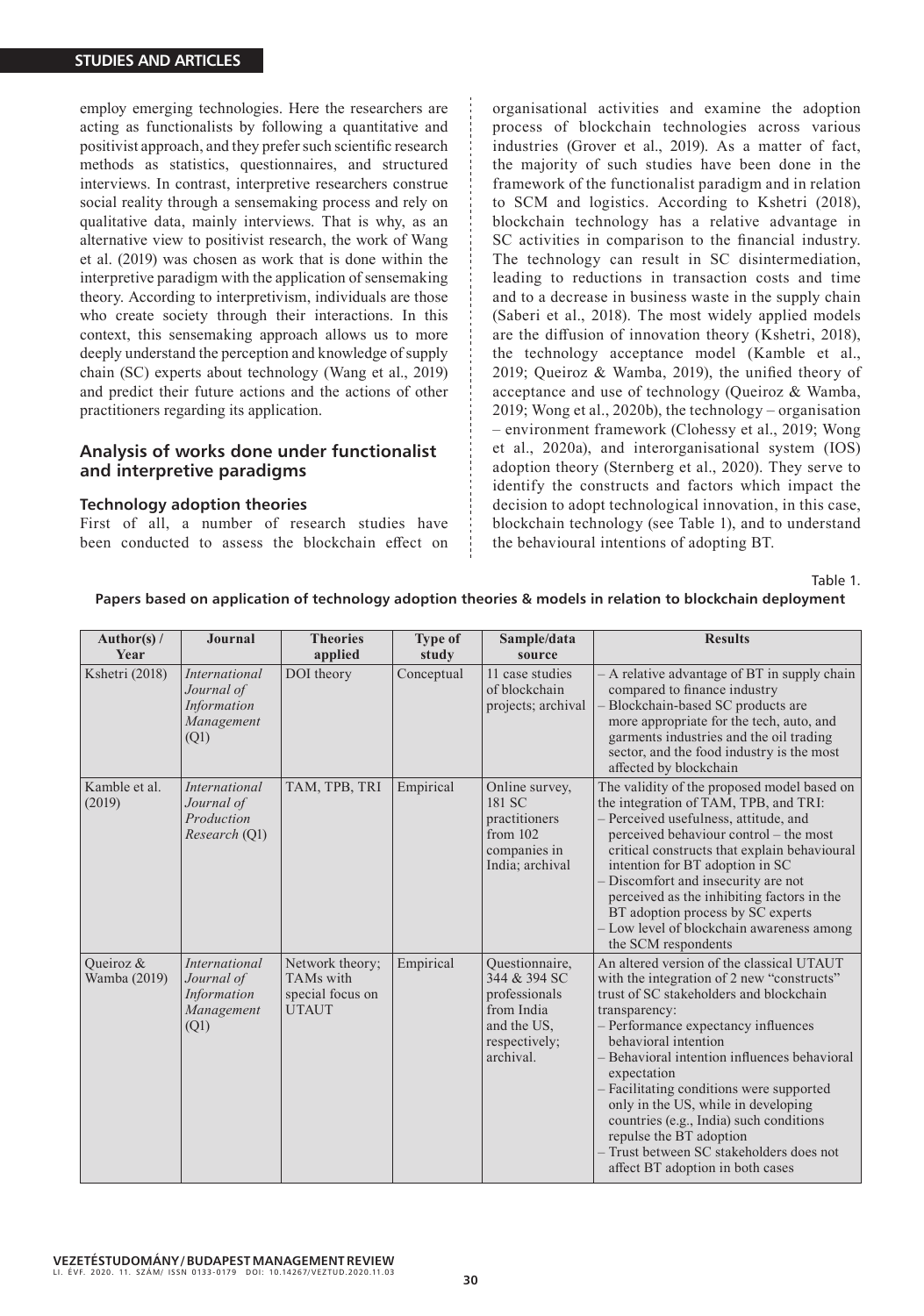employ emerging technologies. Here the researchers are acting as functionalists by following a quantitative and positivist approach, and they prefer such scientific research methods as statistics, questionnaires, and structured interviews. In contrast, interpretive researchers construe social reality through a sensemaking process and rely on qualitative data, mainly interviews. That is why, as an alternative view to positivist research, the work of Wang et al. (2019) was chosen as work that is done within the interpretive paradigm with the application of sensemaking theory. According to interpretivism, individuals are those who create society through their interactions. In this context, this sensemaking approach allows us to more deeply understand the perception and knowledge of supply chain (SC) experts about technology (Wang et al., 2019) and predict their future actions and the actions of other practitioners regarding its application.

## Analysis of works done under functionalist and interpretive paradigms

### Technology adoption theories

First of all, a number of research studies have been conducted to assess the blockchain effect on organisational activities and examine the adoption process of blockchain technologies across various industries (Grover et al., 2019). As a matter of fact, the majority of such studies have been done in the framework of the functionalist paradigm and in relation to SCM and logistics. According to Kshetri (2018), blockchain technology has a relative advantage in SC activities in comparison to the financial industry. The technology can result in SC disintermediation, leading to reductions in transaction costs and time and to a decrease in business waste in the supply chain (Saberi et al., 2018). The most widely applied models are the diffusion of innovation theory (Kshetri, 2018), the technology acceptance model (Kamble et al., 2019; Queiroz & Wamba, 2019), the unified theory of acceptance and use of technology (Queiroz & Wamba, 2019; Wong et al., 2020b), the technology – organisation – environment framework (Clohessy et al., 2019; Wong et al., 2020a), and interorganisational system (IOS) adoption theory (Sternberg et al., 2020). They serve to identify the constructs and factors which impact the decision to adopt technological innovation, in this case, blockchain technology (see Table 1), and to understand the behavioural intentions of adopting BT.

Table 1.

**Papers based on application of technology adoption theories & models in relation to blockchain deployment**

| Author(s) / Year | Journal | Theories applied | Type of study | Sample/data source | Results |
|---|---|---|---|---|---|
| Kshetri (2018) | *International Journal of Information Management* (Q1) | DOI theory | Conceptual | 11 case studies of blockchain projects; archival | – A relative advantage of BT in supply chain compared to finance industry<br>– Blockchain-based SC products are more appropriate for the tech, auto, and garments industries and the oil trading sector, and the food industry is the most affected by blockchain |
| Kamble et al. (2019) | *International Journal of Production Research* (Q1) | TAM, TPB, TRI | Empirical | Online survey, 181 SC practitioners from 102 companies in India; archival | The validity of the proposed model based on the integration of TAM, TPB, and TRI:<br>– Perceived usefulness, attitude, and perceived behaviour control – the most critical constructs that explain behavioural intention for BT adoption in SC<br>– Discomfort and insecurity are not perceived as the inhibiting factors in the BT adoption process by SC experts<br>– Low level of blockchain awareness among the SCM respondents |
| Queiroz & Wamba (2019) | *International Journal of Information Management* (Q1) | Network theory; TAMs with special focus on UTAUT | Empirical | Questionnaire, 344 & 394 SC professionals from India and the US, respectively; archival. | An altered version of the classical UTAUT with the integration of 2 new "constructs" trust of SC stakeholders and blockchain transparency:<br>– Performance expectancy influences behavioral intention<br>– Behavioral intention influences behavioral expectation<br>– Facilitating conditions were supported only in the US, while in developing countries (e.g., India) such conditions repulse the BT adoption<br>– Trust between SC stakeholders does not affect BT adoption in both cases |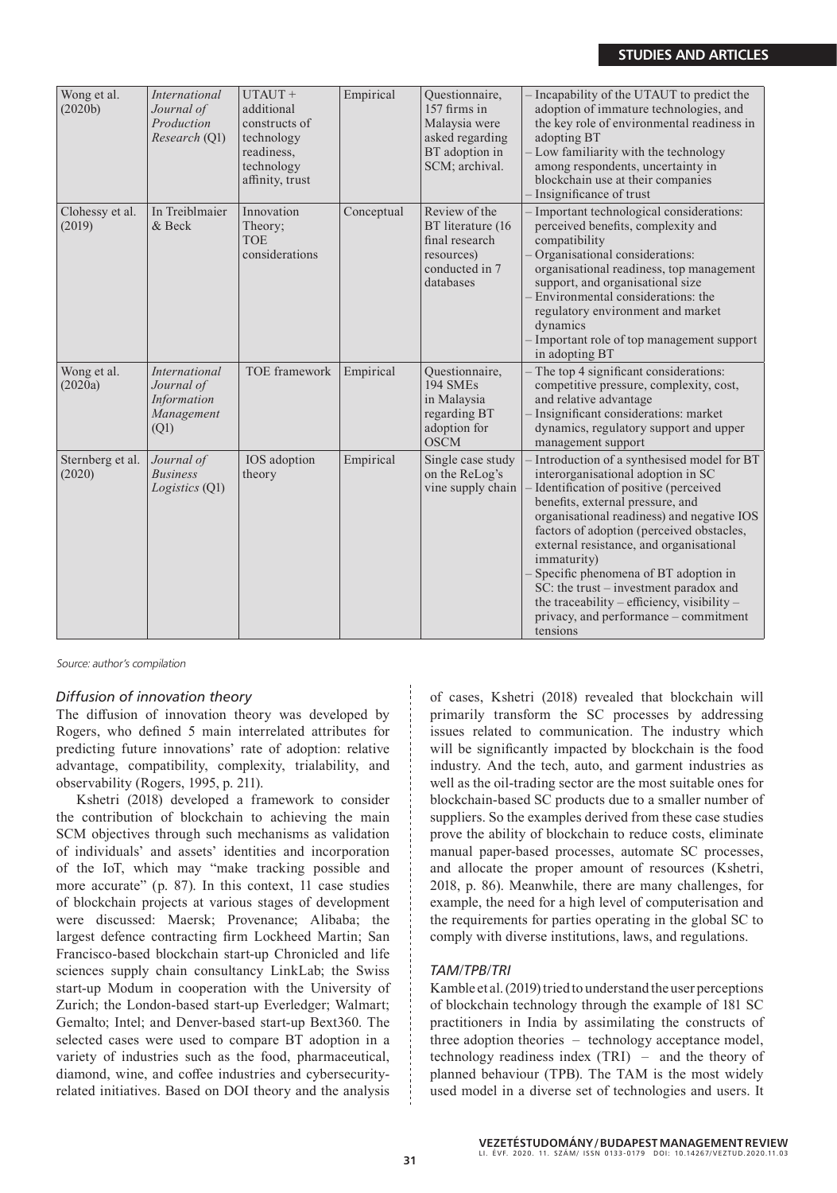| Wong et al. (2020b) | *International Journal of Production Research* (Q1) | UTAUT + additional constructs of technology readiness, technology affinity, trust | Empirical | Questionnaire, 157 firms in Malaysia were asked regarding BT adoption in SCM; archival. | – Incapability of the UTAUT to predict the adoption of immature technologies, and the key role of environmental readiness in adopting BT<br>– Low familiarity with the technology among respondents, uncertainty in blockchain use at their companies<br>– Insignificance of trust |
|---|---|---|---|---|---|
| Clohessy et al. (2019) | In Treiblmaier & Beck | Innovation Theory; TOE considerations | Conceptual | Review of the BT literature (16 final research resources) conducted in 7 databases | – Important technological considerations: perceived benefits, complexity and compatibility<br>– Organisational considerations: organisational readiness, top management support, and organisational size<br>– Environmental considerations: the regulatory environment and market dynamics<br>– Important role of top management support in adopting BT |
| Wong et al. (2020a) | *International Journal of Information Management* (Q1) | TOE framework | Empirical | Questionnaire, 194 SMEs in Malaysia regarding BT adoption for OSCM | – The top 4 significant considerations: competitive pressure, complexity, cost, and relative advantage<br>– Insignificant considerations: market dynamics, regulatory support and upper management support |
| Sternberg et al. (2020) | *Journal of Business Logistics* (Q1) | IOS adoption theory | Empirical | Single case study on the ReLog's vine supply chain | – Introduction of a synthesised model for BT interorganisational adoption in SC<br>– Identification of positive (perceived benefits, external pressure, and organisational readiness) and negative IOS factors of adoption (perceived obstacles, external resistance, and organisational immaturity)<br>– Specific phenomena of BT adoption in SC: the trust – investment paradox and the traceability – efficiency, visibility – privacy, and performance – commitment tensions |

*Source: author's compilation*

### *Diffusion of innovation theory*

The diffusion of innovation theory was developed by Rogers, who defined 5 main interrelated attributes for predicting future innovations' rate of adoption: relative advantage, compatibility, complexity, trialability, and observability (Rogers, 1995, p. 211).

Kshetri (2018) developed a framework to consider the contribution of blockchain to achieving the main SCM objectives through such mechanisms as validation of individuals' and assets' identities and incorporation of the IoT, which may "make tracking possible and more accurate" (p. 87). In this context, 11 case studies of blockchain projects at various stages of development were discussed: Maersk; Provenance; Alibaba; the largest defence contracting firm Lockheed Martin; San Francisco-based blockchain start-up Chronicled and life sciences supply chain consultancy LinkLab; the Swiss start-up Modum in cooperation with the University of Zurich; the London-based start-up Everledger; Walmart; Gemalto; Intel; and Denver-based start-up Bext360. The selected cases were used to compare BT adoption in a variety of industries such as the food, pharmaceutical, diamond, wine, and coffee industries and cybersecurity-related initiatives. Based on DOI theory and the analysis of cases, Kshetri (2018) revealed that blockchain will primarily transform the SC processes by addressing issues related to communication. The industry which will be significantly impacted by blockchain is the food industry. And the tech, auto, and garment industries as well as the oil-trading sector are the most suitable ones for blockchain-based SC products due to a smaller number of suppliers. So the examples derived from these case studies prove the ability of blockchain to reduce costs, eliminate manual paper-based processes, automate SC processes, and allocate the proper amount of resources (Kshetri, 2018, p. 86). Meanwhile, there are many challenges, for example, the need for a high level of computerisation and the requirements for parties operating in the global SC to comply with diverse institutions, laws, and regulations.

### *TAM/TPB/TRI*

Kamble et al. (2019) tried to understand the user perceptions of blockchain technology through the example of 181 SC practitioners in India by assimilating the constructs of three adoption theories – technology acceptance model, technology readiness index (TRI) – and the theory of planned behaviour (TPB). The TAM is the most widely used model in a diverse set of technologies and users. It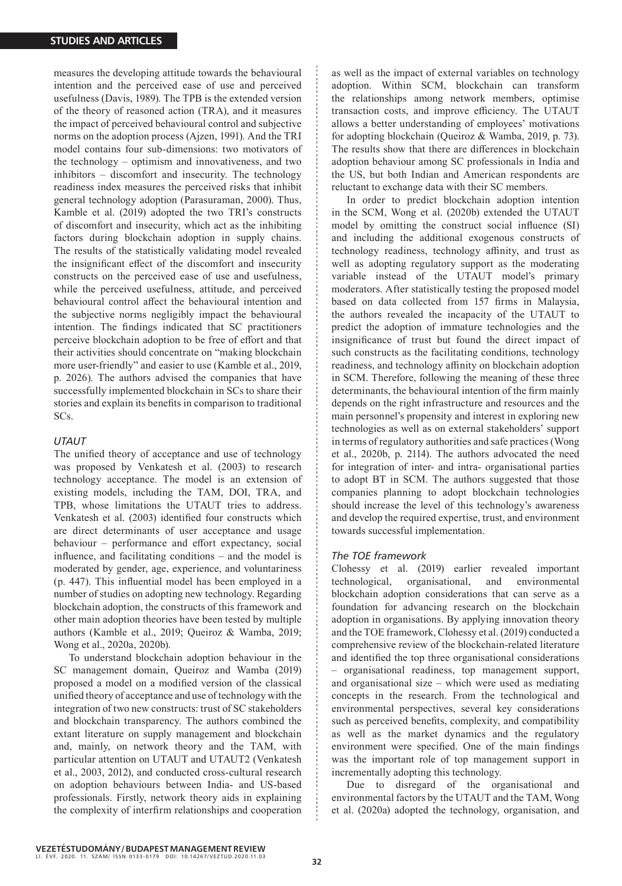measures the developing attitude towards the behavioural intention and the perceived ease of use and perceived usefulness (Davis, 1989). The TPB is the extended version of the theory of reasoned action (TRA), and it measures the impact of perceived behavioural control and subjective norms on the adoption process (Ajzen, 1991). And the TRI model contains four sub-dimensions: two motivators of the technology – optimism and innovativeness, and two inhibitors – discomfort and insecurity. The technology readiness index measures the perceived risks that inhibit general technology adoption (Parasuraman, 2000). Thus, Kamble et al. (2019) adopted the two TRI's constructs of discomfort and insecurity, which act as the inhibiting factors during blockchain adoption in supply chains. The results of the statistically validating model revealed the insignificant effect of the discomfort and insecurity constructs on the perceived ease of use and usefulness, while the perceived usefulness, attitude, and perceived behavioural control affect the behavioural intention and the subjective norms negligibly impact the behavioural intention. The findings indicated that SC practitioners perceive blockchain adoption to be free of effort and that their activities should concentrate on "making blockchain more user-friendly" and easier to use (Kamble et al., 2019, p. 2026). The authors advised the companies that have successfully implemented blockchain in SCs to share their stories and explain its benefits in comparison to traditional SCs.

### *UTAUT*

The unified theory of acceptance and use of technology was proposed by Venkatesh et al. (2003) to research technology acceptance. The model is an extension of existing models, including the TAM, DOI, TRA, and TPB, whose limitations the UTAUT tries to address. Venkatesh et al. (2003) identified four constructs which are direct determinants of user acceptance and usage behaviour – performance and effort expectancy, social influence, and facilitating conditions – and the model is moderated by gender, age, experience, and voluntariness (p. 447). This influential model has been employed in a number of studies on adopting new technology. Regarding blockchain adoption, the constructs of this framework and other main adoption theories have been tested by multiple authors (Kamble et al., 2019; Queiroz & Wamba, 2019; Wong et al., 2020a, 2020b).

To understand blockchain adoption behaviour in the SC management domain, Queiroz and Wamba (2019) proposed a model on a modified version of the classical unified theory of acceptance and use of technology with the integration of two new constructs: trust of SC stakeholders and blockchain transparency. The authors combined the extant literature on supply management and blockchain and, mainly, on network theory and the TAM, with particular attention on UTAUT and UTAUT2 (Venkatesh et al., 2003, 2012), and conducted cross-cultural research on adoption behaviours between India- and US-based professionals. Firstly, network theory aids in explaining the complexity of interfirm relationships and cooperation as well as the impact of external variables on technology adoption. Within SCM, blockchain can transform the relationships among network members, optimise transaction costs, and improve efficiency. The UTAUT allows a better understanding of employees' motivations for adopting blockchain (Queiroz & Wamba, 2019, p. 73). The results show that there are differences in blockchain adoption behaviour among SC professionals in India and the US, but both Indian and American respondents are reluctant to exchange data with their SC members.

In order to predict blockchain adoption intention in the SCM, Wong et al. (2020b) extended the UTAUT model by omitting the construct social influence (SI) and including the additional exogenous constructs of technology readiness, technology affinity, and trust as well as adopting regulatory support as the moderating variable instead of the UTAUT model's primary moderators. After statistically testing the proposed model based on data collected from 157 firms in Malaysia, the authors revealed the incapacity of the UTAUT to predict the adoption of immature technologies and the insignificance of trust but found the direct impact of such constructs as the facilitating conditions, technology readiness, and technology affinity on blockchain adoption in SCM. Therefore, following the meaning of these three determinants, the behavioural intention of the firm mainly depends on the right infrastructure and resources and the main personnel's propensity and interest in exploring new technologies as well as on external stakeholders' support in terms of regulatory authorities and safe practices (Wong et al., 2020b, p. 2114). The authors advocated the need for integration of inter- and intra- organisational parties to adopt BT in SCM. The authors suggested that those companies planning to adopt blockchain technologies should increase the level of this technology's awareness and develop the required expertise, trust, and environment towards successful implementation.

### *The TOE framework*

Clohessy et al. (2019) earlier revealed important technological, organisational, and environmental blockchain adoption considerations that can serve as a foundation for advancing research on the blockchain adoption in organisations. By applying innovation theory and the TOE framework, Clohessy et al. (2019) conducted a comprehensive review of the blockchain-related literature and identified the top three organisational considerations – organisational readiness, top management support, and organisational size – which were used as mediating concepts in the research. From the technological and environmental perspectives, several key considerations such as perceived benefits, complexity, and compatibility as well as the market dynamics and the regulatory environment were specified. One of the main findings was the important role of top management support in incrementally adopting this technology.

Due to disregard of the organisational and environmental factors by the UTAUT and the TAM, Wong et al. (2020a) adopted the technology, organisation, and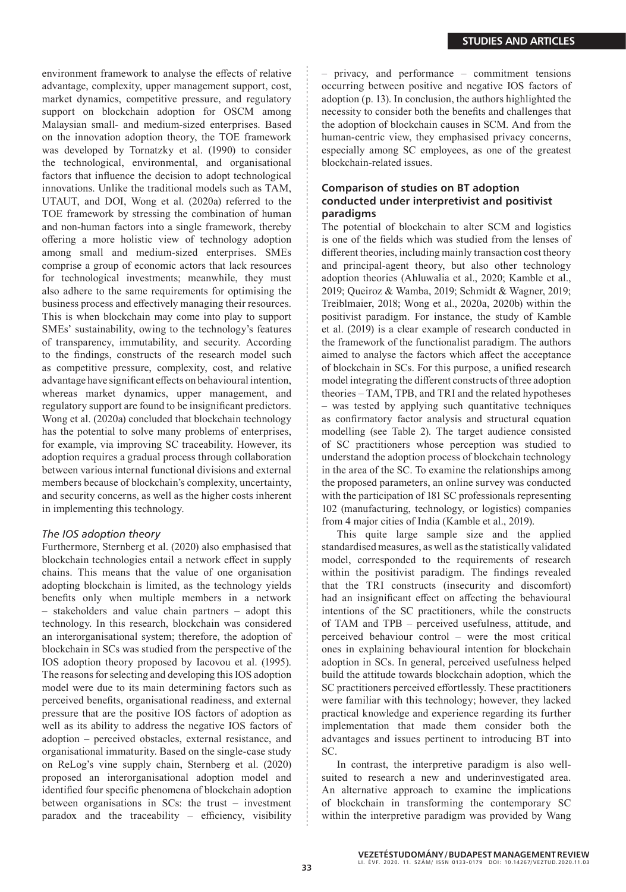environment framework to analyse the effects of relative advantage, complexity, upper management support, cost, market dynamics, competitive pressure, and regulatory support on blockchain adoption for OSCM among Malaysian small- and medium-sized enterprises. Based on the innovation adoption theory, the TOE framework was developed by Tornatzky et al. (1990) to consider the technological, environmental, and organisational factors that influence the decision to adopt technological innovations. Unlike the traditional models such as TAM, UTAUT, and DOI, Wong et al. (2020a) referred to the TOE framework by stressing the combination of human and non-human factors into a single framework, thereby offering a more holistic view of technology adoption among small and medium-sized enterprises. SMEs comprise a group of economic actors that lack resources for technological investments; meanwhile, they must also adhere to the same requirements for optimising the business process and effectively managing their resources. This is when blockchain may come into play to support SMEs' sustainability, owing to the technology's features of transparency, immutability, and security. According to the findings, constructs of the research model such as competitive pressure, complexity, cost, and relative advantage have significant effects on behavioural intention, whereas market dynamics, upper management, and regulatory support are found to be insignificant predictors. Wong et al. (2020a) concluded that blockchain technology has the potential to solve many problems of enterprises, for example, via improving SC traceability. However, its adoption requires a gradual process through collaboration between various internal functional divisions and external members because of blockchain's complexity, uncertainty, and security concerns, as well as the higher costs inherent in implementing this technology.

### *The IOS adoption theory*

Furthermore, Sternberg et al. (2020) also emphasised that blockchain technologies entail a network effect in supply chains. This means that the value of one organisation adopting blockchain is limited, as the technology yields benefits only when multiple members in a network – stakeholders and value chain partners – adopt this technology. In this research, blockchain was considered an interorganisational system; therefore, the adoption of blockchain in SCs was studied from the perspective of the IOS adoption theory proposed by Iacovou et al. (1995). The reasons for selecting and developing this IOS adoption model were due to its main determining factors such as perceived benefits, organisational readiness, and external pressure that are the positive IOS factors of adoption as well as its ability to address the negative IOS factors of adoption – perceived obstacles, external resistance, and organisational immaturity. Based on the single-case study on ReLog's vine supply chain, Sternberg et al. (2020) proposed an interorganisational adoption model and identified four specific phenomena of blockchain adoption between organisations in SCs: the trust – investment paradox and the traceability – efficiency, visibility – privacy, and performance – commitment tensions occurring between positive and negative IOS factors of adoption (p. 13). In conclusion, the authors highlighted the necessity to consider both the benefits and challenges that the adoption of blockchain causes in SCM. And from the human-centric view, they emphasised privacy concerns, especially among SC employees, as one of the greatest blockchain-related issues.

### Comparison of studies on BT adoption conducted under interpretivist and positivist paradigms

The potential of blockchain to alter SCM and logistics is one of the fields which was studied from the lenses of different theories, including mainly transaction cost theory and principal-agent theory, but also other technology adoption theories (Ahluwalia et al., 2020; Kamble et al., 2019; Queiroz & Wamba, 2019; Schmidt & Wagner, 2019; Treiblmaier, 2018; Wong et al., 2020a, 2020b) within the positivist paradigm. For instance, the study of Kamble et al. (2019) is a clear example of research conducted in the framework of the functionalist paradigm. The authors aimed to analyse the factors which affect the acceptance of blockchain in SCs. For this purpose, a unified research model integrating the different constructs of three adoption theories – TAM, TPB, and TRI and the related hypotheses – was tested by applying such quantitative techniques as confirmatory factor analysis and structural equation modelling (see Table 2). The target audience consisted of SC practitioners whose perception was studied to understand the adoption process of blockchain technology in the area of the SC. To examine the relationships among the proposed parameters, an online survey was conducted with the participation of 181 SC professionals representing 102 (manufacturing, technology, or logistics) companies from 4 major cities of India (Kamble et al., 2019).

This quite large sample size and the applied standardised measures, as well as the statistically validated model, corresponded to the requirements of research within the positivist paradigm. The findings revealed that the TRI constructs (insecurity and discomfort) had an insignificant effect on affecting the behavioural intentions of the SC practitioners, while the constructs of TAM and TPB – perceived usefulness, attitude, and perceived behaviour control – were the most critical ones in explaining behavioural intention for blockchain adoption in SCs. In general, perceived usefulness helped build the attitude towards blockchain adoption, which the SC practitioners perceived effortlessly. These practitioners were familiar with this technology; however, they lacked practical knowledge and experience regarding its further implementation that made them consider both the advantages and issues pertinent to introducing BT into SC.

In contrast, the interpretive paradigm is also well-suited to research a new and underinvestigated area. An alternative approach to examine the implications of blockchain in transforming the contemporary SC within the interpretive paradigm was provided by Wang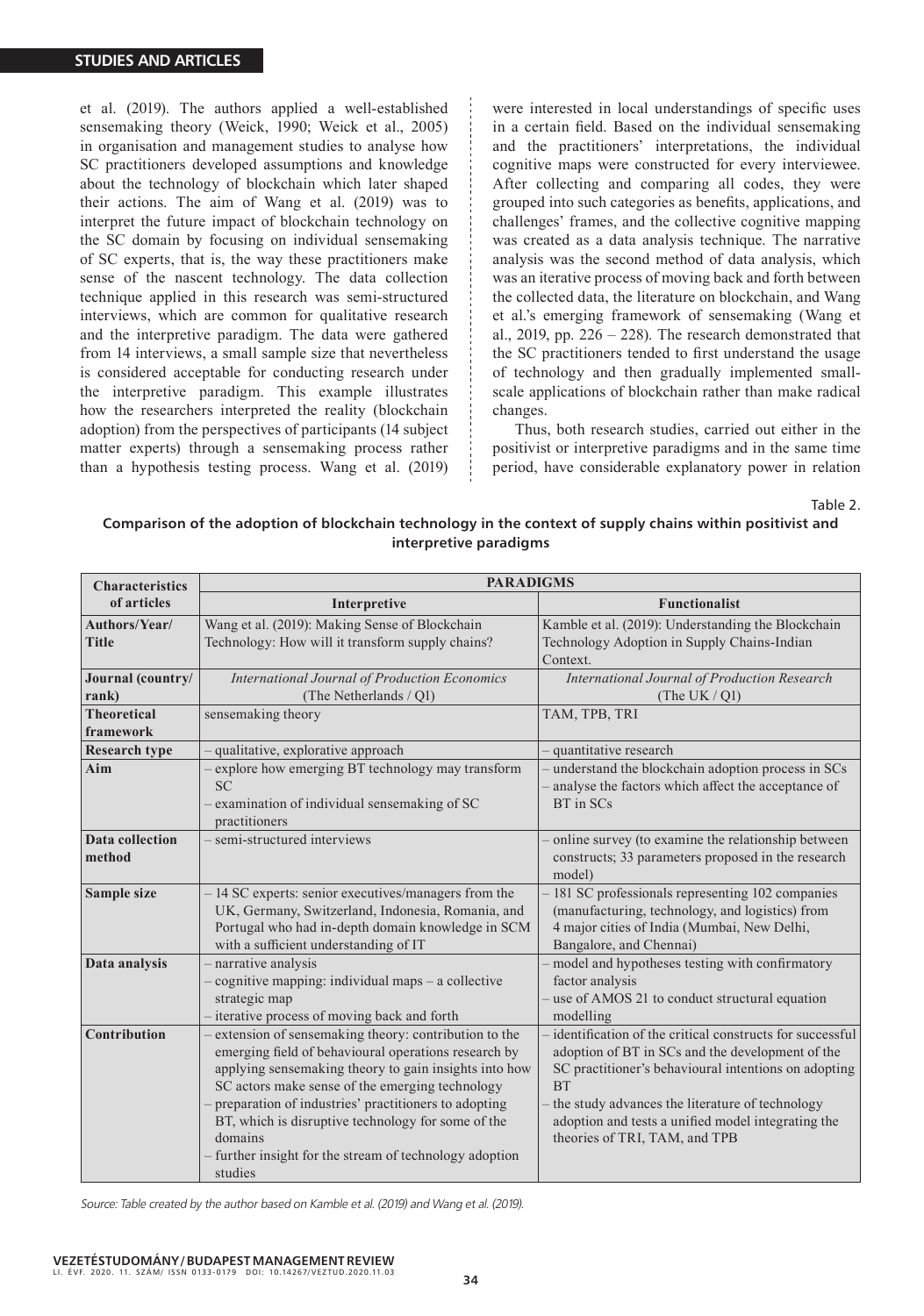et al. (2019). The authors applied a well-established sensemaking theory (Weick, 1990; Weick et al., 2005) in organisation and management studies to analyse how SC practitioners developed assumptions and knowledge about the technology of blockchain which later shaped their actions. The aim of Wang et al. (2019) was to interpret the future impact of blockchain technology on the SC domain by focusing on individual sensemaking of SC experts, that is, the way these practitioners make sense of the nascent technology. The data collection technique applied in this research was semi-structured interviews, which are common for qualitative research and the interpretive paradigm. The data were gathered from 14 interviews, a small sample size that nevertheless is considered acceptable for conducting research under the interpretive paradigm. This example illustrates how the researchers interpreted the reality (blockchain adoption) from the perspectives of participants (14 subject matter experts) through a sensemaking process rather than a hypothesis testing process. Wang et al. (2019) were interested in local understandings of specific uses in a certain field. Based on the individual sensemaking and the practitioners' interpretations, the individual cognitive maps were constructed for every interviewee. After collecting and comparing all codes, they were grouped into such categories as benefits, applications, and challenges' frames, and the collective cognitive mapping was created as a data analysis technique. The narrative analysis was the second method of data analysis, which was an iterative process of moving back and forth between the collected data, the literature on blockchain, and Wang et al.'s emerging framework of sensemaking (Wang et al., 2019, pp. 226 – 228). The research demonstrated that the SC practitioners tended to first understand the usage of technology and then gradually implemented small-scale applications of blockchain rather than make radical changes.

Thus, both research studies, carried out either in the positivist or interpretive paradigms and in the same time period, have considerable explanatory power in relation

Table 2.

**Comparison of the adoption of blockchain technology in the context of supply chains within positivist and interpretive paradigms**

| Characteristics of articles | PARADIGMS | |
|---|---|---|
| | **Interpretive** | **Functionalist** |
| **Authors/Year/ Title** | Wang et al. (2019): Making Sense of Blockchain Technology: How will it transform supply chains? | Kamble et al. (2019): Understanding the Blockchain Technology Adoption in Supply Chains-Indian Context. |
| **Journal (country/ rank)** | *International Journal of Production Economics* (The Netherlands / Q1) | *International Journal of Production Research* (The UK / Q1) |
| **Theoretical framework** | sensemaking theory | TAM, TPB, TRI |
| **Research type** | – qualitative, explorative approach | – quantitative research |
| **Aim** | – explore how emerging BT technology may transform SC<br>– examination of individual sensemaking of SC practitioners | – understand the blockchain adoption process in SCs<br>– analyse the factors which affect the acceptance of BT in SCs |
| **Data collection method** | – semi-structured interviews | – online survey (to examine the relationship between constructs; 33 parameters proposed in the research model) |
| **Sample size** | – 14 SC experts: senior executives/managers from the UK, Germany, Switzerland, Indonesia, Romania, and Portugal who had in-depth domain knowledge in SCM with a sufficient understanding of IT | – 181 SC professionals representing 102 companies (manufacturing, technology, and logistics) from 4 major cities of India (Mumbai, New Delhi, Bangalore, and Chennai) |
| **Data analysis** | – narrative analysis<br>– cognitive mapping: individual maps – a collective strategic map<br>– iterative process of moving back and forth | – model and hypotheses testing with confirmatory factor analysis<br>– use of AMOS 21 to conduct structural equation modelling |
| **Contribution** | – extension of sensemaking theory: contribution to the emerging field of behavioural operations research by applying sensemaking theory to gain insights into how SC actors make sense of the emerging technology<br>– preparation of industries' practitioners to adopting BT, which is disruptive technology for some of the domains<br>– further insight for the stream of technology adoption studies | – identification of the critical constructs for successful adoption of BT in SCs and the development of the SC practitioner's behavioural intentions on adopting BT<br>– the study advances the literature of technology adoption and tests a unified model integrating the theories of TRI, TAM, and TPB |

*Source: Table created by the author based on Kamble et al. (2019) and Wang et al. (2019).*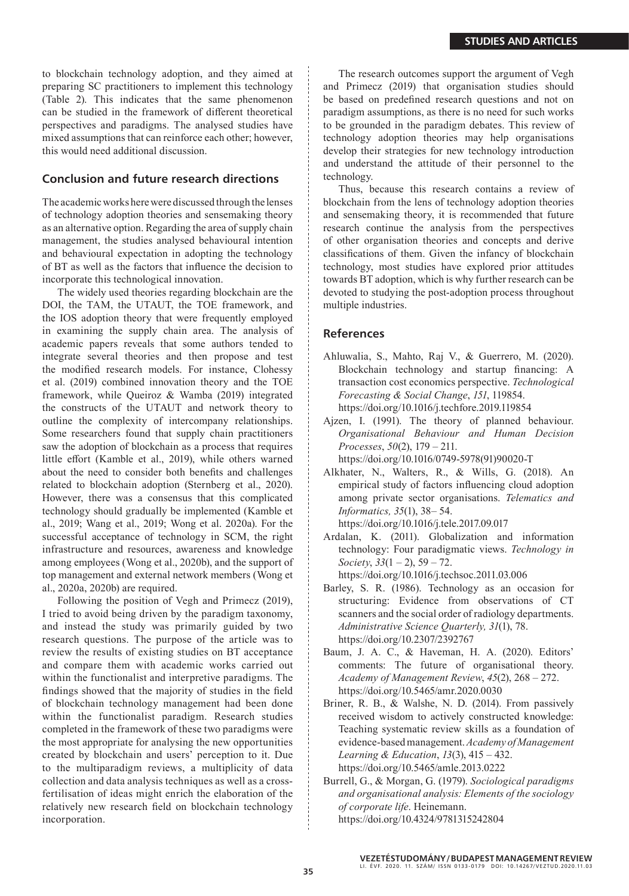to blockchain technology adoption, and they aimed at preparing SC practitioners to implement this technology (Table 2). This indicates that the same phenomenon can be studied in the framework of different theoretical perspectives and paradigms. The analysed studies have mixed assumptions that can reinforce each other; however, this would need additional discussion.

## Conclusion and future research directions

The academic works here were discussed through the lenses of technology adoption theories and sensemaking theory as an alternative option. Regarding the area of supply chain management, the studies analysed behavioural intention and behavioural expectation in adopting the technology of BT as well as the factors that influence the decision to incorporate this technological innovation.

The widely used theories regarding blockchain are the DOI, the TAM, the UTAUT, the TOE framework, and the IOS adoption theory that were frequently employed in examining the supply chain area. The analysis of academic papers reveals that some authors tended to integrate several theories and then propose and test the modified research models. For instance, Clohessy et al. (2019) combined innovation theory and the TOE framework, while Queiroz & Wamba (2019) integrated the constructs of the UTAUT and network theory to outline the complexity of intercompany relationships. Some researchers found that supply chain practitioners saw the adoption of blockchain as a process that requires little effort (Kamble et al., 2019), while others warned about the need to consider both benefits and challenges related to blockchain adoption (Sternberg et al., 2020). However, there was a consensus that this complicated technology should gradually be implemented (Kamble et al., 2019; Wang et al., 2019; Wong et al. 2020a). For the successful acceptance of technology in SCM, the right infrastructure and resources, awareness and knowledge among employees (Wong et al., 2020b), and the support of top management and external network members (Wong et al., 2020a, 2020b) are required.

Following the position of Vegh and Primecz (2019), I tried to avoid being driven by the paradigm taxonomy, and instead the study was primarily guided by two research questions. The purpose of the article was to review the results of existing studies on BT acceptance and compare them with academic works carried out within the functionalist and interpretive paradigms. The findings showed that the majority of studies in the field of blockchain technology management had been done within the functionalist paradigm. Research studies completed in the framework of these two paradigms were the most appropriate for analysing the new opportunities created by blockchain and users' perception to it. Due to the multiparadigm reviews, a multiplicity of data collection and data analysis techniques as well as a cross-fertilisation of ideas might enrich the elaboration of the relatively new research field on blockchain technology incorporation.

The research outcomes support the argument of Vegh and Primecz (2019) that organisation studies should be based on predefined research questions and not on paradigm assumptions, as there is no need for such works to be grounded in the paradigm debates. This review of technology adoption theories may help organisations develop their strategies for new technology introduction and understand the attitude of their personnel to the technology.

Thus, because this research contains a review of blockchain from the lens of technology adoption theories and sensemaking theory, it is recommended that future research continue the analysis from the perspectives of other organisation theories and concepts and derive classifications of them. Given the infancy of blockchain technology, most studies have explored prior attitudes towards BT adoption, which is why further research can be devoted to studying the post-adoption process throughout multiple industries.

## References

Ahluwalia, S., Mahto, Raj V., & Guerrero, M. (2020). Blockchain technology and startup financing: A transaction cost economics perspective. *Technological Forecasting & Social Change*, *151*, 119854. https://doi.org/10.1016/j.techfore.2019.119854

Ajzen, I. (1991). The theory of planned behaviour. *Organisational Behaviour and Human Decision Processes*, *50*(2), 179 – 211. https://doi.org/10.1016/0749-5978(91)90020-T

Alkhater, N., Walters, R., & Wills, G. (2018). An empirical study of factors influencing cloud adoption among private sector organisations. *Telematics and Informatics, 35*(1), 38– 54. https://doi.org/10.1016/j.tele.2017.09.017

Ardalan, K. (2011). Globalization and information technology: Four paradigmatic views. *Technology in Society*, *33*(1 – 2), 59 – 72. https://doi.org/10.1016/j.techsoc.2011.03.006

Barley, S. R. (1986). Technology as an occasion for structuring: Evidence from observations of CT scanners and the social order of radiology departments. *Administrative Science Quarterly, 31*(1), 78. https://doi.org/10.2307/2392767

Baum, J. A. C., & Haveman, H. A. (2020). Editors' comments: The future of organisational theory. *Academy of Management Review*, *45*(2), 268 – 272. https://doi.org/10.5465/amr.2020.0030

Briner, R. B., & Walshe, N. D. (2014). From passively received wisdom to actively constructed knowledge: Teaching systematic review skills as a foundation of evidence-based management. *Academy of Management Learning & Education*, *13*(3), 415 – 432. https://doi.org/10.5465/amle.2013.0222

Burrell, G., & Morgan, G. (1979). *Sociological paradigms and organisational analysis: Elements of the sociology of corporate life*. Heinemann. https://doi.org/10.4324/9781315242804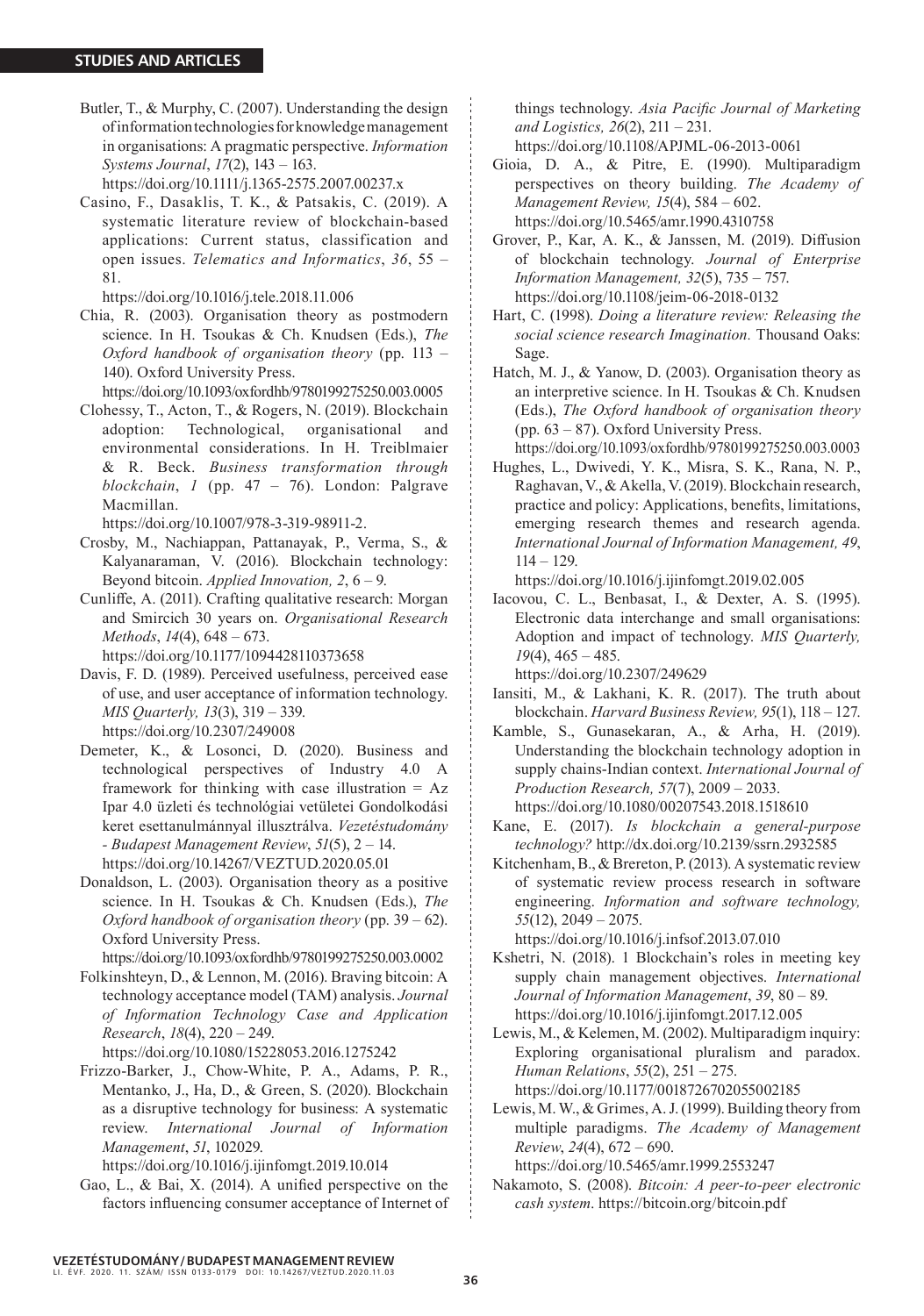Butler, T., & Murphy, C. (2007). Understanding the design of information technologies for knowledge management in organisations: A pragmatic perspective. *Information Systems Journal*, *17*(2), 143 – 163. https://doi.org/10.1111/j.1365-2575.2007.00237.x

Casino, F., Dasaklis, T. K., & Patsakis, C. (2019). A systematic literature review of blockchain-based applications: Current status, classification and open issues. *Telematics and Informatics*, *36*, 55 – 81. https://doi.org/10.1016/j.tele.2018.11.006

Chia, R. (2003). Organisation theory as postmodern science. In H. Tsoukas & Ch. Knudsen (Eds.), *The Oxford handbook of organisation theory* (pp. 113 – 140). Oxford University Press. https://doi.org/10.1093/oxfordhb/9780199275250.003.0005

Clohessy, T., Acton, T., & Rogers, N. (2019). Blockchain adoption: Technological, organisational and environmental considerations. In H. Treiblmaier & R. Beck. *Business transformation through blockchain*, *1* (pp. 47 – 76). London: Palgrave Macmillan. https://doi.org/10.1007/978-3-319-98911-2.

Crosby, M., Nachiappan, Pattanayak, P., Verma, S., & Kalyanaraman, V. (2016). Blockchain technology: Beyond bitcoin. *Applied Innovation, 2*, 6 – 9.

Cunliffe, A. (2011). Crafting qualitative research: Morgan and Smircich 30 years on. *Organisational Research Methods*, *14*(4), 648 – 673. https://doi.org/10.1177/1094428110373658

Davis, F. D. (1989). Perceived usefulness, perceived ease of use, and user acceptance of information technology. *MIS Quarterly, 13*(3), 319 – 339. https://doi.org/10.2307/249008

Demeter, K., & Losonci, D. (2020). Business and technological perspectives of Industry 4.0 A framework for thinking with case illustration = Az Ipar 4.0 üzleti és technológiai vetületei Gondolkodási keret esettanulmánnyal illusztrálva. *Vezetéstudomány - Budapest Management Review*, *51*(5), 2 – 14. https://doi.org/10.14267/VEZTUD.2020.05.01

Donaldson, L. (2003). Organisation theory as a positive science. In H. Tsoukas & Ch. Knudsen (Eds.), *The Oxford handbook of organisation theory* (pp. 39 – 62). Oxford University Press. https://doi.org/10.1093/oxfordhb/9780199275250.003.0002

Folkinshteyn, D., & Lennon, M. (2016). Braving bitcoin: A technology acceptance model (TAM) analysis. *Journal of Information Technology Case and Application Research*, *18*(4), 220 – 249. https://doi.org/10.1080/15228053.2016.1275242

Frizzo-Barker, J., Chow-White, P. A., Adams, P. R., Mentanko, J., Ha, D., & Green, S. (2020). Blockchain as a disruptive technology for business: A systematic review. *International Journal of Information Management*, *51*, 102029. https://doi.org/10.1016/j.ijinfomgt.2019.10.014

Gao, L., & Bai, X. (2014). A unified perspective on the factors influencing consumer acceptance of Internet of things technology. *Asia Pacific Journal of Marketing and Logistics, 26*(2), 211 – 231. https://doi.org/10.1108/APJML-06-2013-0061

Gioia, D. A., & Pitre, E. (1990). Multiparadigm perspectives on theory building. *The Academy of Management Review, 15*(4), 584 – 602. https://doi.org/10.5465/amr.1990.4310758

Grover, P., Kar, A. K., & Janssen, M. (2019). Diffusion of blockchain technology. *Journal of Enterprise Information Management, 32*(5), 735 – 757. https://doi.org/10.1108/jeim-06-2018-0132

Hart, C. (1998). *Doing a literature review: Releasing the social science research Imagination.* Thousand Oaks: Sage.

Hatch, M. J., & Yanow, D. (2003). Organisation theory as an interpretive science. In H. Tsoukas & Ch. Knudsen (Eds.), *The Oxford handbook of organisation theory* (pp. 63 – 87). Oxford University Press. https://doi.org/10.1093/oxfordhb/9780199275250.003.0003

Hughes, L., Dwivedi, Y. K., Misra, S. K., Rana, N. P., Raghavan, V., & Akella, V. (2019). Blockchain research, practice and policy: Applications, benefits, limitations, emerging research themes and research agenda. *International Journal of Information Management, 49*, 114 – 129. https://doi.org/10.1016/j.ijinfomgt.2019.02.005

Iacovou, C. L., Benbasat, I., & Dexter, A. S. (1995). Electronic data interchange and small organisations: Adoption and impact of technology. *MIS Quarterly, 19*(4), 465 – 485. https://doi.org/10.2307/249629

Iansiti, M., & Lakhani, K. R. (2017). The truth about blockchain. *Harvard Business Review, 95*(1), 118 – 127.

Kamble, S., Gunasekaran, A., & Arha, H. (2019). Understanding the blockchain technology adoption in supply chains-Indian context. *International Journal of Production Research, 57*(7), 2009 – 2033. https://doi.org/10.1080/00207543.2018.1518610

Kane, E. (2017). *Is blockchain a general-purpose technology?* http://dx.doi.org/10.2139/ssrn.2932585

Kitchenham, B., & Brereton, P. (2013). A systematic review of systematic review process research in software engineering. *Information and software technology, 55*(12), 2049 – 2075. https://doi.org/10.1016/j.infsof.2013.07.010

Kshetri, N. (2018). 1 Blockchain's roles in meeting key supply chain management objectives. *International Journal of Information Management*, *39*, 80 – 89. https://doi.org/10.1016/j.ijinfomgt.2017.12.005

Lewis, M., & Kelemen, M. (2002). Multiparadigm inquiry: Exploring organisational pluralism and paradox. *Human Relations*, *55*(2), 251 – 275. https://doi.org/10.1177/0018726702055002185

Lewis, M. W., & Grimes, A. J. (1999). Building theory from multiple paradigms. *The Academy of Management Review*, *24*(4), 672 – 690. https://doi.org/10.5465/amr.1999.2553247

Nakamoto, S. (2008). *Bitcoin: A peer-to-peer electronic cash system*. https://bitcoin.org/bitcoin.pdf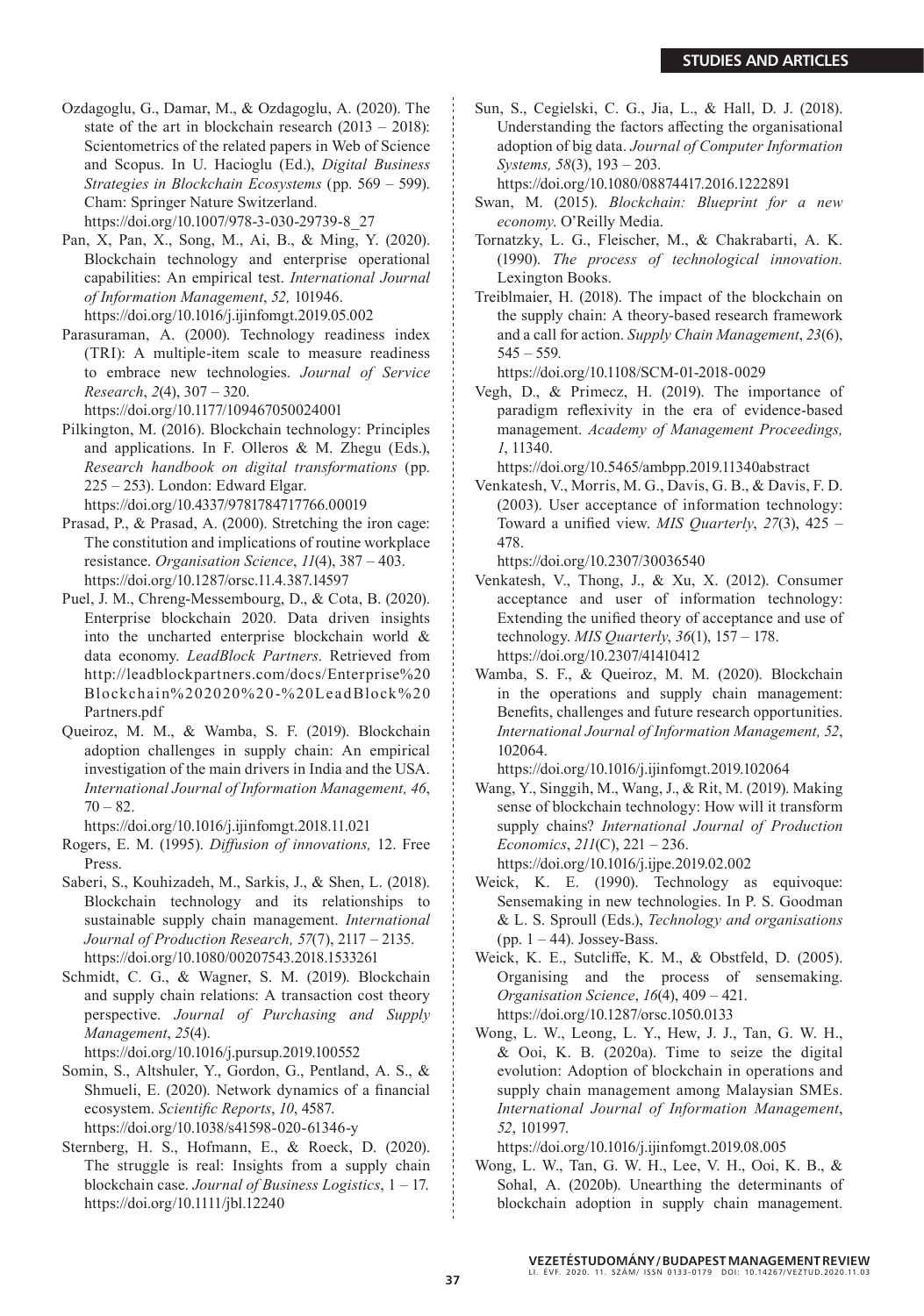Ozdagoglu, G., Damar, M., & Ozdagoglu, A. (2020). The state of the art in blockchain research (2013 – 2018): Scientometrics of the related papers in Web of Science and Scopus. In U. Hacioglu (Ed.), *Digital Business Strategies in Blockchain Ecosystems* (pp. 569 – 599). Cham: Springer Nature Switzerland. https://doi.org/10.1007/978-3-030-29739-8_27

Pan, X, Pan, X., Song, M., Ai, B., & Ming, Y. (2020). Blockchain technology and enterprise operational capabilities: An empirical test. *International Journal of Information Management*, *52,* 101946. https://doi.org/10.1016/j.ijinfomgt.2019.05.002

Parasuraman, A. (2000). Technology readiness index (TRI): A multiple-item scale to measure readiness to embrace new technologies. *Journal of Service Research*, *2*(4), 307 – 320. https://doi.org/10.1177/109467050024001

Pilkington, M. (2016). Blockchain technology: Principles and applications. In F. Olleros & M. Zhegu (Eds.), *Research handbook on digital transformations* (pp. 225 – 253). London: Edward Elgar. https://doi.org/10.4337/9781784717766.00019

Prasad, P., & Prasad, A. (2000). Stretching the iron cage: The constitution and implications of routine workplace resistance. *Organisation Science*, *11*(4), 387 – 403. https://doi.org/10.1287/orsc.11.4.387.14597

Puel, J. M., Chreng-Messembourg, D., & Cota, B. (2020). Enterprise blockchain 2020. Data driven insights into the uncharted enterprise blockchain world & data economy. *LeadBlock Partners*. Retrieved from http://leadblockpartners.com/docs/Enterprise%20Blockchain%202020%20-%20LeadBlock%20Partners.pdf

Queiroz, M. M., & Wamba, S. F. (2019). Blockchain adoption challenges in supply chain: An empirical investigation of the main drivers in India and the USA. *International Journal of Information Management, 46*, 70 – 82. https://doi.org/10.1016/j.ijinfomgt.2018.11.021

Rogers, E. M. (1995). *Diffusion of innovations,* 12. Free Press.

Saberi, S., Kouhizadeh, M., Sarkis, J., & Shen, L. (2018). Blockchain technology and its relationships to sustainable supply chain management. *International Journal of Production Research, 57*(7), 2117 – 2135. https://doi.org/10.1080/00207543.2018.1533261

Schmidt, C. G., & Wagner, S. M. (2019). Blockchain and supply chain relations: A transaction cost theory perspective. *Journal of Purchasing and Supply Management*, *25*(4). https://doi.org/10.1016/j.pursup.2019.100552

Somin, S., Altshuler, Y., Gordon, G., Pentland, A. S., & Shmueli, E. (2020). Network dynamics of a financial ecosystem. *Scientific Reports*, *10*, 4587. https://doi.org/10.1038/s41598-020-61346-y

Sternberg, H. S., Hofmann, E., & Roeck, D. (2020). The struggle is real: Insights from a supply chain blockchain case. *Journal of Business Logistics*, 1 – 17. https://doi.org/10.1111/jbl.12240

Sun, S., Cegielski, C. G., Jia, L., & Hall, D. J. (2018). Understanding the factors affecting the organisational adoption of big data. *Journal of Computer Information Systems, 58*(3), 193 – 203. https://doi.org/10.1080/08874417.2016.1222891

Swan, M. (2015). *Blockchain: Blueprint for a new economy*. O'Reilly Media.

Tornatzky, L. G., Fleischer, M., & Chakrabarti, A. K. (1990). *The process of technological innovation.* Lexington Books.

Treiblmaier, H. (2018). The impact of the blockchain on the supply chain: A theory-based research framework and a call for action. *Supply Chain Management*, *23*(6), 545 – 559. https://doi.org/10.1108/SCM-01-2018-0029

Vegh, D., & Primecz, H. (2019). The importance of paradigm reflexivity in the era of evidence-based management. *Academy of Management Proceedings, 1*, 11340. https://doi.org/10.5465/ambpp.2019.11340abstract

Venkatesh, V., Morris, M. G., Davis, G. B., & Davis, F. D. (2003). User acceptance of information technology: Toward a unified view. *MIS Quarterly*, *27*(3), 425 – 478. https://doi.org/10.2307/30036540

Venkatesh, V., Thong, J., & Xu, X. (2012). Consumer acceptance and user of information technology: Extending the unified theory of acceptance and use of technology. *MIS Quarterly*, *36*(1), 157 – 178. https://doi.org/10.2307/41410412

Wamba, S. F., & Queiroz, M. M. (2020). Blockchain in the operations and supply chain management: Benefits, challenges and future research opportunities. *International Journal of Information Management, 52*, 102064. https://doi.org/10.1016/j.ijinfomgt.2019.102064

Wang, Y., Singgih, M., Wang, J., & Rit, M. (2019). Making sense of blockchain technology: How will it transform supply chains? *International Journal of Production Economics*, *211*(C), 221 – 236. https://doi.org/10.1016/j.ijpe.2019.02.002

Weick, K. E. (1990). Technology as equivoque: Sensemaking in new technologies. In P. S. Goodman & L. S. Sproull (Eds.), *Technology and organisations* (pp. 1 – 44). Jossey-Bass.

Weick, K. E., Sutcliffe, K. M., & Obstfeld, D. (2005). Organising and the process of sensemaking. *Organisation Science*, *16*(4), 409 – 421. https://doi.org/10.1287/orsc.1050.0133

Wong, L. W., Leong, L. Y., Hew, J. J., Tan, G. W. H., & Ooi, K. B. (2020a). Time to seize the digital evolution: Adoption of blockchain in operations and supply chain management among Malaysian SMEs. *International Journal of Information Management*, *52*, 101997. https://doi.org/10.1016/j.ijinfomgt.2019.08.005

Wong, L. W., Tan, G. W. H., Lee, V. H., Ooi, K. B., & Sohal, A. (2020b). Unearthing the determinants of blockchain adoption in supply chain management.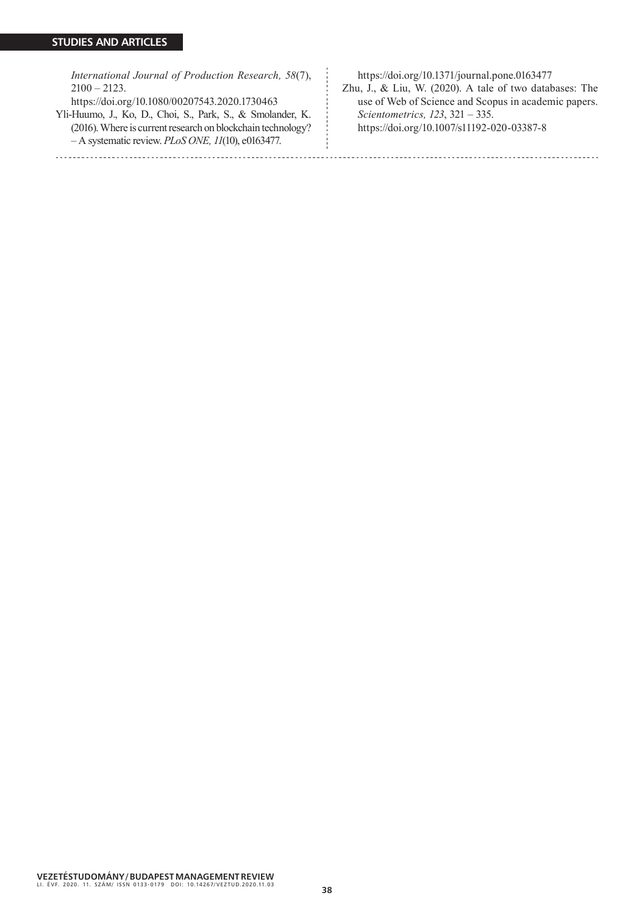*International Journal of Production Research, 58*(7), 2100 – 2123.
https://doi.org/10.1080/00207543.2020.1730463

Yli-Huumo, J., Ko, D., Choi, S., Park, S., & Smolander, K. (2016). Where is current research on blockchain technology? – A systematic review. *PLoS ONE, 11*(10), e0163477.
https://doi.org/10.1371/journal.pone.0163477

Zhu, J., & Liu, W. (2020). A tale of two databases: The use of Web of Science and Scopus in academic papers. *Scientometrics, 123*, 321 – 335.
https://doi.org/10.1007/s11192-020-03387-8